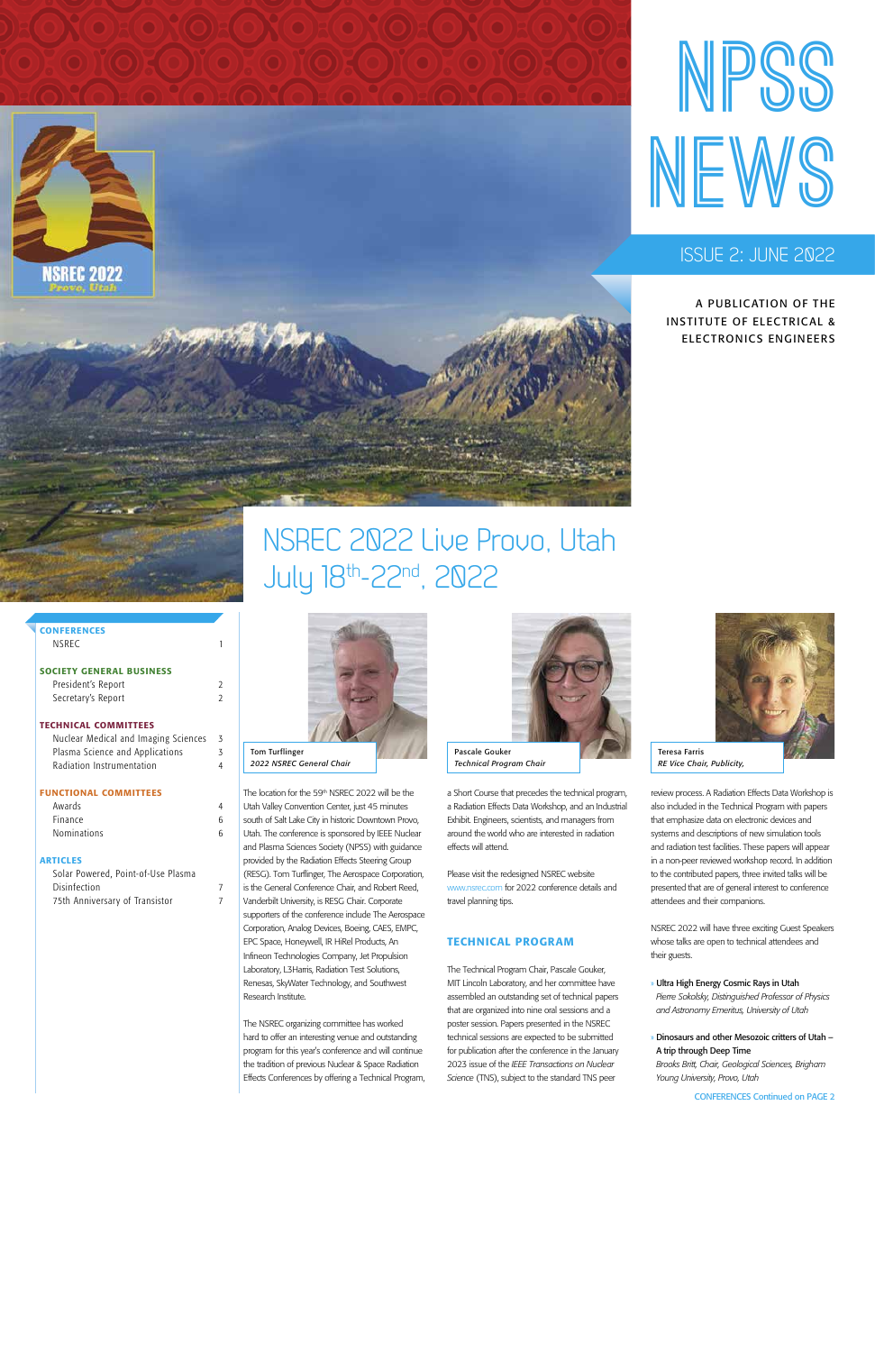# NPSS NEWS

## ISSUE 2: JUNE 2022

A PUBLICATION OF THE INSTITUTE OF ELECTRICAL & ELECTRONICS ENGINEERS

NSREC 2022
Provo, Utah

# NSREC 2022 Live Provo, Utah July 18th-22nd, 2022

**CONFERENCES**
- NSREC 1

**SOCIETY GENERAL BUSINESS**
- President's Report 2
- Secretary's Report 2

**TECHNICAL COMMITTEES**
- Nuclear Medical and Imaging Sciences 3
- Plasma Science and Applications 3
- Radiation Instrumentation 4

**FUNCTIONAL COMMITTEES**
- Awards 4
- Finance 6
- Nominations 6

**ARTICLES**
- Solar Powered, Point-of-Use Plasma Disinfection 7
- 75th Anniversary of Transistor 7

Tom Turflinger
*2022 NSREC General Chair*

Pascale Gouker
*Technical Program Chair*

Teresa Farris
*RE Vice Chair, Publicity,*

The location for the 59th NSREC 2022 will be the Utah Valley Convention Center, just 45 minutes south of Salt Lake City in historic Downtown Provo, Utah. The conference is sponsored by IEEE Nuclear and Plasma Sciences Society (NPSS) with guidance provided by the Radiation Effects Steering Group (RESG). Tom Turflinger, The Aerospace Corporation, is the General Conference Chair, and Robert Reed, Vanderbilt University, is RESG Chair. Corporate supporters of the conference include The Aerospace Corporation, Analog Devices, Boeing, CAES, EMPC, EPC Space, Honeywell, IR HiRel Products, An Infineon Technologies Company, Jet Propulsion Laboratory, L3Harris, Radiation Test Solutions, Renesas, SkyWater Technology, and Southwest Research Institute.

The NSREC organizing committee has worked hard to offer an interesting venue and outstanding program for this year's conference and will continue the tradition of previous Nuclear & Space Radiation Effects Conferences by offering a Technical Program, a Short Course that precedes the technical program, a Radiation Effects Data Workshop, and an Industrial Exhibit. Engineers, scientists, and managers from around the world who are interested in radiation effects will attend.

Please visit the redesigned NSREC website www.nsrec.com for 2022 conference details and travel planning tips.

### TECHNICAL PROGRAM

The Technical Program Chair, Pascale Gouker, MIT Lincoln Laboratory, and her committee have assembled an outstanding set of technical papers that are organized into nine oral sessions and a poster session. Papers presented in the NSREC technical sessions are expected to be submitted for publication after the conference in the January 2023 issue of the *IEEE Transactions on Nuclear Science* (TNS), subject to the standard TNS peer review process. A Radiation Effects Data Workshop is also included in the Technical Program with papers that emphasize data on electronic devices and systems and descriptions of new simulation tools and radiation test facilities. These papers will appear in a non-peer reviewed workshop record. In addition to the contributed papers, three invited talks will be presented that are of general interest to conference attendees and their companions.

NSREC 2022 will have three exciting Guest Speakers whose talks are open to technical attendees and their guests.

- **Ultra High Energy Cosmic Rays in Utah**
  *Pierre Sokolsky, Distinguished Professor of Physics and Astronomy Emeritus, University of Utah*
- **Dinosaurs and other Mesozoic critters of Utah – A trip through Deep Time**
  *Brooks Britt, Chair, Geological Sciences, Brigham Young University, Provo, Utah*

CONFERENCES Continued on PAGE 2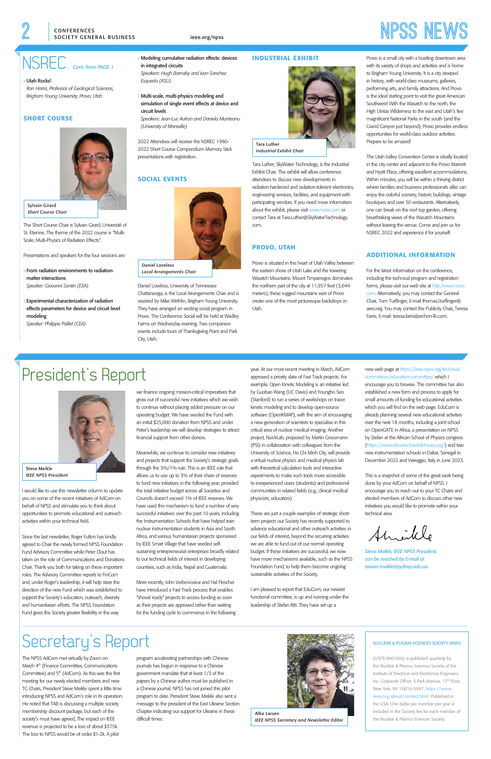# NSREC. Cont. from PAGE 1

- Utah Rocks!
  *Ron Harris, Professor of Geological Sciences, Brigham Young University, Provo, Utah*

## SHORT COURSE

Sylvain Girard
*Short Course Chair*

The Short Course Chair is Sylvain Girard, Université of St. Etienne. The theme of the 2022 course is "Multi-Scale, Multi-Physics of Radiation Effects".

Presentations and speakers for the four sessions are:

- From radiation environments to radiation-matter interactions
  *Speaker: Giovanni Santin (ESA)*
- Experimental characterization of radiation effects parameters for device and circuit level modeling
  *Speaker: Philippe Paillet (CEA)*
- Modeling cumulative radiation effects: devices in integrated circuits
  *Speakers: Hugh Barnaby and Ivan Sanchez Esqueda (ASU)*
- Multi-scale, multi-physics modeling and simulation of single event effects at device and circuit levels
  *Speakers: Jean-Luc Autran and Daniela Munteanu (University of Marseille)*

2022 Attendees will receive the NSREC 1980-2022 Short Course Compendium Memory Stick presentations with registration.

## SOCIAL EVENTS

Daniel Loveless
*Local Arrangements Chair*

Daniel Loveless, University of Tennessee Chattanooga, is the Local Arrangements Chair and is assisted by Mike Wirthlin, Brigham Young University. They have arranged an exciting social program in Provo. The Conference Social will be held at Wadley Farms on Wednesday evening. Two companion events include tours of Thanksgiving Point and Park City, Utah.

## INDUSTRIAL EXHIBIT

Tara Luther
*Industrial Exhibit Chair*

Tara Luther, SkyWater Technology, is the Industrial Exhibit Chair. The exhibit will allow conference attendees to discuss new developments in radiation-hardened and radiation-tolerant electronics, engineering services, facilities, and equipment with participating vendors. If you need more information about the exhibit, please visit www.nsrec.com or contact Tara at Tara.Luther@SkyWaterTechnology.com.

## PROVO, UTAH

Provo is situated in the heart of Utah Valley between the eastern shore of Utah Lake and the towering Wasatch Mountains. Mount Timpanogos dominates the northern part of the city at 11,957 feet (3,644 meters); these rugged mountains east of Provo create one of the most picturesque backdrops in Utah.

Provo is a small city with a bustling downtown area with its variety of shops and activities and is home to Brigham Young University. It is a city steeped in history, with world-class museums, galleries, performing arts, and family attractions. And Provo is the ideal starting point to visit the great American Southwest! With the Wasatch to the north, the High Uintas Wilderness to the east and Utah's five magnificent National Parks in the south (and the Grand Canyon just beyond), Provo provides endless opportunities for world-class outdoor activities. Prepare to be amazed!

The Utah Valley Convention Center is ideally located in the city center and adjacent to the Provo Marriott and Hyatt Place, offering excellent accommodations. Within minutes, you will be within a thriving district where families and business professionals alike can enjoy the colorful scenery, historic buildings, vintage boutiques and over 50 restaurants. Alternatively, one can break on the roof top garden, offering breathtaking views of the Wasatch Mountains without leaving the venue. Come and join us for NSREC 2022 and experience it for yourself.

## ADDITIONAL INFORMATION

For the latest information on the conference, including the technical program and registration forms, please visit our web site at http://www.nsrec.com. Alternatively, you may contact the General Chair, Tom Turflinger, E-mail thomas.l.turflinger@aero.org. You may contact the Publicity Chair, Teresa Farris, E-mail: teresa.farris@archon-llc.com.

# President's Report

Steve Meikle
*IEEE NPSS President*

I would like to use this newsletter column to update you on some of the recent initiatives of AdCom on behalf of NPSS and stimulate you to think about opportunities to promote educational and outreach activities within your technical field.

Since the last newsletter, Roger Fulton has kindly agreed to Chair the newly formed NPSS Foundation Fund Advisory Committee while Peter Clout has taken on the role of Communications and Donations Chair. Thank you both for taking on these important roles. The Advisory Committee reports to FinCom and, under Roger's leadership, it will help steer the direction of the new Fund which was established to support the Society's education, outreach, diversity and humanitarian efforts. The NPSS Foundation Fund gives the Society greater flexibility in the way we finance ongoing mission-critical imperatives that grow out of successful new initiatives which we wish to continue without placing added pressure on our operating budget. We have seeded the Fund with an initial $25,000 donation from NPSS and under Peter's leadership we will develop strategies to attract financial support from other donors.

Meanwhile, we continue to consider new initiatives and projects that support the Society's strategic goals through the 3%/1% rule. This is an IEEE rule that allows us to use up to 3% of their share of reserves to fund new initiatives in the following year, provided the total initiative budget across all Societies and Councils doesn't exceed 1% of IEEE reserves. We have used this mechanism to fund a number of very successful initiatives over the past 10 years, including the Instrumentation Schools that have helped train nuclear instrumentation students in Asia and South Africa, and various humanitarian projects sponsored by IEEE Smart Village that have seeded self-sustaining entrepreneurial enterprises broadly related to our technical fields of interest in developing countries, such as India, Nepal and Guatemala.

More recently, John Verboncoeur and Hal Flescher have introduced a Fast Track process that enables "shovel ready" projects to access funding as soon as their projects are approved rather than waiting for the funding cycle to commence in the following year. At our most recent meeting in March, AdCom approved a priority slate of Fast Track projects. For example, Open Kinetic Modeling is an initiative led by Guobao Wang (UC Davis) and Youngho Seo (Stanford) to run a series of workshops on tracer kinetic modeling and to develop open-source software (OpenKMAP), with the aim of encouraging a new generation of scientists to specialise in this critical area of nuclear medical imaging. Another project, NuVirLab, proposed by Martin Grossmann (PSI) in collaboration with colleagues from the University of Science, Ho Chi Minh City, will provide a virtual nuclear physics and medical physics lab with theoretical calculation tools and interactive experiments to make such tools more accessible to inexperienced users (students) and professional communities in related fields (e.g., clinical medical physicists, educators).

These are just a couple examples of strategic short-term projects our Society has recently supported to advance educational and other outreach activities in our fields of interest, beyond the recurring activities we are able to fund out of our normal operating budget. If these initiatives are successful, we now have more mechanisms available, such as the NPSS Foundation Fund, to help them become ongoing sustainable activities of the Society.

I am pleased to report that EduCom, our newest functional committee, is up and running under the leadership of Stefan Ritt. They have set up a new web page at https://ieee-npss.org/technical-committees/education-committee/ which I encourage you to browse. The committee has also established a new form and process to apply for small amounts of funding for educational activities which you will find on the web page. EduCom is already planning several new educational activities over the next 18 months, including a joint school on OpenGATE in Africa, a presentation on NPSS by Stefan at the African School of Physics congress (https://www.africanschoolofphysics.org/) and two new instrumentation schools in Dakar, Senegal in December 2022 and Viareggio, Italy in June 2023.

This is a snapshot of some of the great work being done by your AdCom on behalf of NPSS. I encourage you to reach out to your TC Chairs and elected members of AdCom to discuss other new initiatives you would like to promote within your technical area.

*Steve Meikle, IEEE NPSS President, can be reached by E-mail at steven.meikle@sydney.edu.au.*

# Secretary's Report

Albe Larsen
*IEEE NPSS Secretary and Newsletter Editor*

The NPSS AdCom met virtually by Zoom on March 4th (Finance Committee, Communications Committee) and 5th (AdCom). As this was the first meeting for our newly elected members and new TC Chairs, President Steve Meikle spent a little time introducing NPSS and AdCom's role in its operation. He noted that TAB is discussing a multiple society membership discount package, but each of the society's must have agreed. The impact on IEEE revenue is projected to be a loss of about $375k. The loss to NPSS would be of order $1-2k. A pilot program accelerating partnerships with Chinese journals has begun in response to a Chinese government mandate that at least 1/3 of the papers by a Chinese author must be published in a Chinese journal. NPSS has not joined this pilot program to date. President Steve Meikle also sent a message to the president of the East Ukraine Section Chapter indicating our support for Ukraine in these difficult times.

NUCLEAR & PLASMA SCIENCES SOCIETY NEWS

(USPS 000-560) is published quarterly by the Nuclear & Plasma Sciences Society of the Institute of Electrical and Electronics Engineers, Inc. Corporate Office: 3 Park Avenue, 17th Floor, New York, NY 10016-5997, https://www.ieee.org/about/contact.html. Published in the USA. One dollar per member per year is included in the Society fee for each member of the Nuclear & Plasma Sciences Society.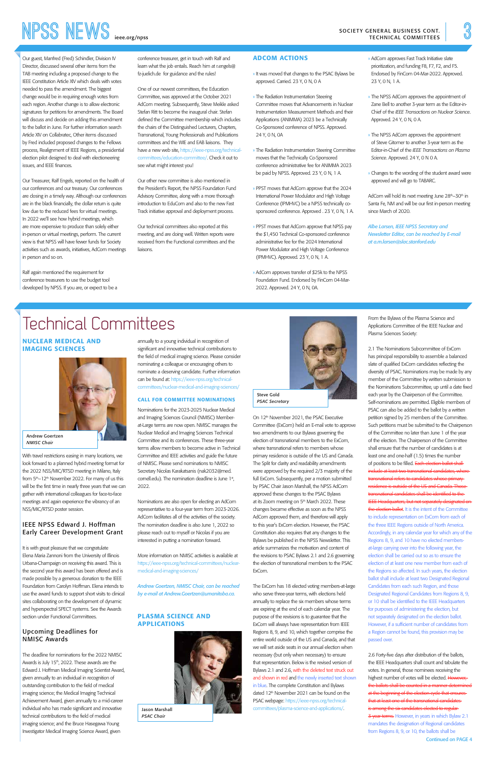Our guest, Manfred (Fred) Schindler, Division IV Director, discussed several other items from the TAB meeting including a proposed change to the IEEE Constitution Article XIV which deals with votes needed to pass the amendment. The biggest change would be in requiring enough votes from each region. Another change is to allow electronic signatures for petitions for amendments. The Board will discuss and decide on adding this amendment to the ballot in June. For further information search Article XIV on Collabratec. Other items discussed by Fred included proposed changes to the Fellows process, Realignment of IEEE Regions, a presidential election pilot designed to deal with electioneering issues, and IEEE finances.

Our Treasurer, Ralf Engels, reported on the health of our conferences and our treasury. Our conferences are closing in a timely way. Although our conferences are in the black financially, the dollar return is quite low due to the reduced fees for virtual meetings. In 2022 we'll see how hybrid meetings, which are more expensive to produce than solely either in-person or virtual meetings, perform. The current view is that NPSS will have fewer funds for Society activities such as awards, initiatives, AdCom meetings in person and so on.

Ralf again mentioned the requirement for conference treasurers to use the budget tool developed by NPSS. If you are, or expect to be a conference treasurer, get in touch with Ralf and learn what the job entails. Reach him at r.engels@fz-juelich.de for guidance and the rules!

One of our newest committees, the Education Committee, was approved at the October 2021 AdCom meeting. Subsequently, Steve Meikle asked Stefan Ritt to become the inaugural chair. Stefan defined the Committee membership which includes the chairs of the Distinguished Lecturers, Chapters, Transnational, Young Professionals and Publications committees and the WIE and EAB liaisons. They have a new web site, https://ieee-npss.org/technical-committees/education-committee/. Check it out to see what might interest you!

Our other new committee is also mentioned in the President's Report, the NPSS Foundation Fund Advisory Committee, along with a more thorough introduction to EduCom and also to the new Fast Track initiative approval and deployment process.

Our technical committees also reported at this meeting, and are doing well. Written reports were received from the Functional committees and the liaisons.

## ADCOM ACTIONS

- It was moved that changes to the PSAC Bylaws be approved. Carried. 23 Y, 0 N, 0 A
- The Radiation Instrumentation Steering Committee moves that Advancements in Nuclear Instrumentation Measurement Methods and their Applications (ANIMMA) 2023 be a Technically Co-Sponsored conference of NPSS. Approved. 24 Y, 0 N, 0A
- The Radiation Instrumentation Steering Committee moves that the Technically Co-Sponsored conference administrative fee for ANIMMA 2023 be paid by NPSS. Approved. 23 Y, 0 N, 1 A.
- PPST moves that AdCom approve that the 2024 International Power Modulator and High Voltage Conference (IPMHVC) be a NPSS technically co-sponsored conference. Approved . 23 Y, 0 N, 1 A.
- PPST moves that AdCom approve that NPSS pay the $1,450 Technical Co-sponsored conference administrative fee for the 2024 International Power Modulator and High Voltage Conference (IPMHVC). Approved. 23 Y, 0 N, 1 A.
- AdCom approves transfer of $25k to the NPSS Foundation Fund. Endorsed by FinCom 04-Mar-2022. Approved. 24 Y, 0 N, 0A.
- AdCom approves Fast Track Initiative slate prioritization, and funding F8, F7, F2, and F5. Endorsed by FinCom 04-Mar-2022. Approved. 23 Y, 0 N, 1 A.
- The NPSS AdCom approves the appointment of Zane Bell to another 3-year term as the Editor-in-Chief of the *IEEE Transactions on Nuclear Science*. Approved. 24 Y, 0 N, 0 A.
- The NPSS AdCom approves the appointment of Steve Gitomer to another 3-year term as the Editor-in-Chief of the *IEEE Transactions on Plasma Science*. Approved. 24 Y, 0 N 0 A.
- Changes to the wording of the student award were approved and will go to TABARC.

AdCom will hold its next meeting June 28th–30th in Santa Fe, NM and will be our first in-person meeting since March of 2020.

*Albe Larsen, IEEE NPSS Secretary and Newsletter Editor, can be reached by E-mail at a.m.larsen@slac.stanford.edu*

# Technical Committees

## NUCLEAR MEDICAL AND IMAGING SCIENCES

**Andrew Goertzen**
*NMISC Chair*

With travel restrictions easing in many locations, we look forward to a planned hybrid meeting format for the 2022 NSS/MIC/RTSD meeting in Milano, Italy from 5th–12th November 2022. For many of us this will be the first time in nearly three years that we can gather with international colleagues for face-to-face meetings and again experience the vibrancy of an NSS/MIC/RTSD poster session.

### IEEE NPSS Edward J. Hoffman Early Career Development Grant

It is with great pleasure that we congratulate Elena Maria Zannoni from the University of Illinois Urbana-Champaign on receiving this award. This is the second year this award has been offered and is made possible by a generous donation to the IEEE Foundation from Carolyn Hoffman. Elena intends to use the award funds to support short visits to clinical sites collaborating on the development of dynamic and hyperspectral SPECT systems. See the Awards section under Functional Committees.

### Upcoming Deadlines for NMISC Awards

The deadline for nominations for the 2022 NMISC Awards is July 15th, 2022. These awards are the Edward J. Hoffman Medical Imaging Scientist Award, given annually to an individual in recognition of outstanding contribution to the field of medical imaging science; the Medical Imaging Technical Achievement Award, given annually to a mid-career individual who has made significant and innovative technical contributions to the field of medical imaging science; and the Bruce Hasegawa Young Investigator Medical Imaging Science Award, given annually to a young individual in recognition of significant and innovative technical contributions to the field of medical imaging science. Please consider nominating a colleague or encouraging others to nominate a deserving candidate. Further information can be found at: https://ieee-npss.org/technical-committees/nuclear-medical-and-imaging-sciences/

### CALL FOR COMMITTEE NOMINATIONS

Nominations for the 2023-2025 Nuclear Medical and Imaging Sciences Council (NMISC) Member-at-Large terms are now open. NMISC manages the Nuclear Medical and Imaging Sciences Technical Committee and its conferences. These three-year terms allow members to become active in Technical Committee and IEEE activities and guide the future of NMISC. Please send nominations to NMISC Secretary Nicolas Karakatsanis (nak2032@med.cornell.edu). The nomination deadline is June 1st, 2022.

Nominations are also open for electing an AdCom representative to a four-year term from 2023-2026. AdCom facilitates all of the activities of the society. The nomination deadline is also June 1, 2022 so please reach out to myself or Nicolas if you are interested in putting a nomination forward.

More information on NMISC activities is available at https://ieee-npss.org/technical-committees/nuclear-medical-and-imaging-sciences/

*Andrew Goertzen, NMISC Chair, can be reached by e-mail at Andrew.Goertzen@umanitoba.ca.*

## PLASMA SCIENCE AND APPLICATIONS

**Jason Marshall**
*PSAC Chair*

**Steve Gold**
*PSAC Secretary*

On 12th November 2021, the PSAC Executive Committee (ExCom) held an E-mail vote to approve two amendments to our Bylaws governing the election of transnational members to the ExCom, where transnational refers to members whose primary residence is outside of the US and Canada. The Split for clarity and readability amendments were approved by the required 2/3 majority of the full ExCom. Subsequently, per a motion submitted by PSAC Chair Jason Marshall, the NPSS AdCom approved these changes to the PSAC Bylaws at its Zoom meeting on 5th March 2022. These changes became effective as soon as the NPSS AdCom approved them, and therefore will apply to this year's ExCom election. However, the PSAC Constitution also requires that any changes to the Bylaws be published in the NPSS Newsletter. This article summarizes the motivation and content of the revisions to PSAC Bylaws 2.1 and 2.6 governing the election of transnational members to the PSAC ExCom.

The ExCom has 18 elected voting members-at-large who serve three-year terms, with elections held annually to replace the six members whose terms are expiring at the end of each calendar year. The purpose of the revisions is to guarantee that the ExCom will always have representation from IEEE Regions 8, 9, and 10, which together comprise the entire world outside of the US and Canada, and that we will set aside seats in our annual election when necessary (but only when necessary) to ensure that representation. Below is the revised version of Bylaws 2.1 and 2.6, with the deleted text struck out and shown in red and the newly inserted text shown in blue. The complete Constitution and Bylaws dated 12th November 2021 can be found on the PSAC webpage: https://ieee-npss.org/technical-committees/plasma-science-and-applications/.

From the Bylaws of the Plasma Science and Applications Committee of the IEEE Nuclear and Plasma Sciences Society:

2.1 The Nominations Subcommittee of ExCom has principal responsibility to assemble a balanced slate of qualified ExCom candidates reflecting the diversity of PSAC. Nominations may be made by any member of the Committee by written submission to the Nominations Subcommittee, up until a date fixed each year by the Chairperson of the Committee. Self-nominations are permitted. Eligible members of PSAC can also be added to the ballot by a written petition signed by 25 members of the Committee. Such petitions must be submitted to the Chairperson of the Committee no later than June 1 of the year of the election. The Chairperson of the Committee shall ensure that the number of candidates is at least one and one-half (1.5) times the number of positions to be filled. ~~Each election ballot shall include at least two transnational candidates, where transnational refers to candidates whose primary residence is outside of the US and Canada. These transnational candidates shall be identified to the IEEE Headquarters, but not separately designated on the election ballot.~~ It is the intent of the Committee to include representation on ExCom from each of the three IEEE Regions outside of North America. Accordingly, in any calendar year for which any of the Regions 8, 9, and 10 have no elected members-at-large carrying over into the following year, the election shall be carried out so as to ensure the election of at least one new member from each of the Regions so affected. In such years, the election ballot shall include at least two Designated Regional Candidates from each such Region, and those Designated Regional Candidates from Regions 8, 9, or 10 shall be identified to the IEEE Headquarters for purposes of administering the election, but not separately designated on the election ballot. However, if a sufficient number of candidates from a Region cannot be found, this provision may be passed over.

2.6 Forty-five days after distribution of the ballots, the IEEE Headquarters shall count and tabulate the votes. In general, those nominees receiving the highest number of votes will be elected. ~~However, the ballots shall be counted in a manner determined at the beginning of the election cycle that ensures that at least one of the transnational candidates is among the six candidates elected to regular 3-year terms.~~ However, in years in which Bylaw 2.1 mandates the designation of Regional candidates from Regions 8, 9, or 10, the ballots shall be

Continued on PAGE 4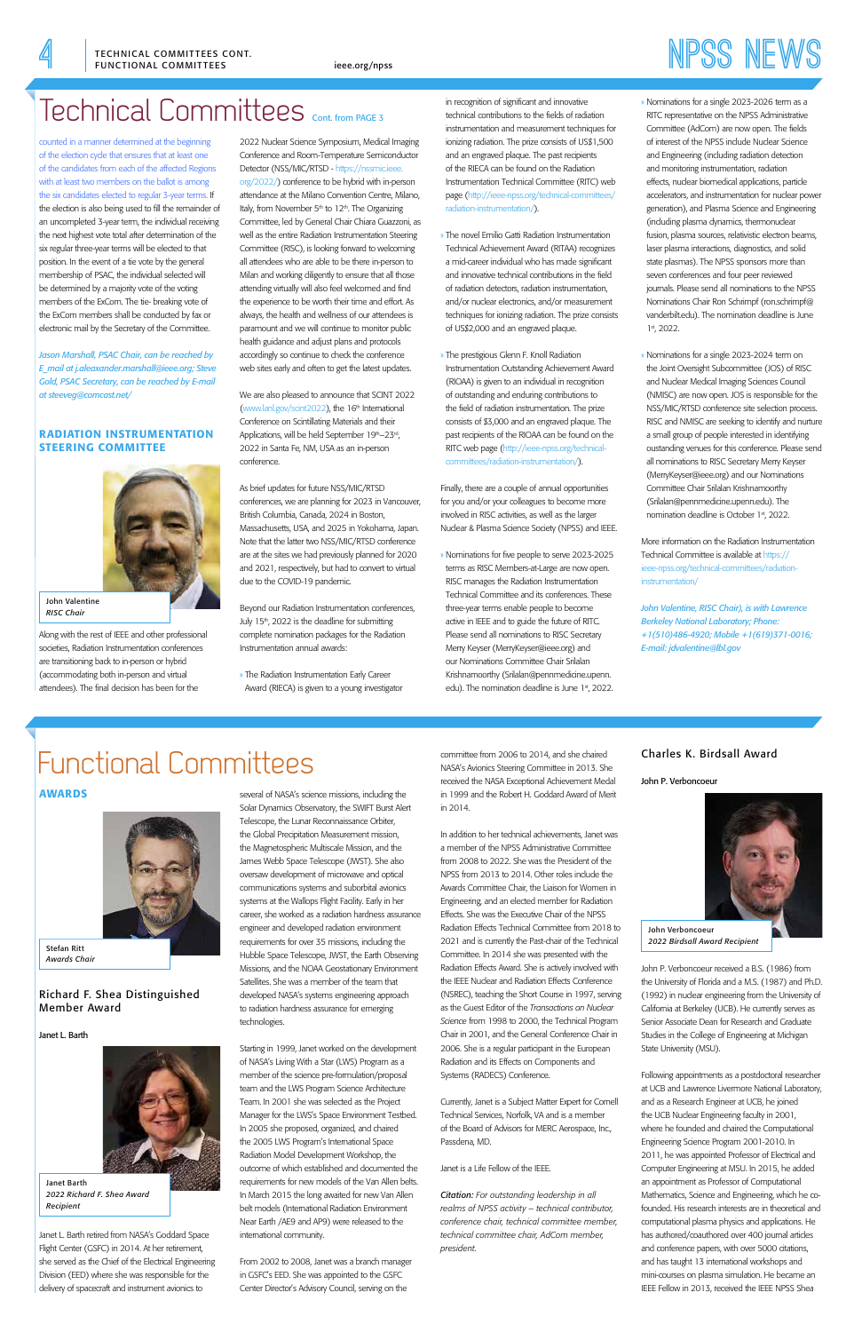# Technical Committees

Cont. from PAGE 3

counted in a manner determined at the beginning of the election cycle that ensures that at least one of the candidates from each of the affected Regions with at least two members on the ballot is among the six candidates elected to regular 3-year terms. If the election is also being used to fill the remainder of an uncompleted 3-year term, the individual receiving the next highest vote total after determination of the six regular three-year terms will be elected to that position. In the event of a tie vote by the general membership of PSAC, the individual selected will be determined by a majority vote of the voting members of the ExCom. The tie- breaking vote of the ExCom members shall be conducted by fax or electronic mail by the Secretary of the Committee.

*Jason Marshall, PSAC Chair, can be reached by E_mail at j.aleaxander.marshall@ieee.org; Steve Gold, PSAC Secretary, can be reached by E-mail at steveg@comcast.net/*

## RADIATION INSTRUMENTATION STEERING COMMITTEE

John Valentine
*RISC Chair*

Along with the rest of IEEE and other professional societies, Radiation Instrumentation conferences are transitioning back to in-person or hybrid (accommodating both in-person and virtual attendees). The final decision has been for the 2022 Nuclear Science Symposium, Medical Imaging Conference and Room-Temperature Semiconductor Detector (NSS/MIC/RTSD - https://nssmic.ieee.org/2022/) conference to be hybrid with in-person attendance at the Milano Convention Centre, Milano, Italy, from November 5th to 12th. The Organizing Committee, led by General Chair Chiara Guazzoni, as well as the entire Radiation Instrumentation Steering Committee (RISC), is looking forward to welcoming all attendees who are able to be there in-person to Milan and working diligently to ensure that all those attending virtually will also feel welcomed and find the experience to be worth their time and effort. As always, the health and wellness of our attendees is paramount and we will continue to monitor public health guidance and adjust plans and protocols accordingly so continue to check the conference web sites early and often to get the latest updates.

We are also pleased to announce that SCINT 2022 (www.lanl.gov/scint2022), the 16th International Conference on Scintillating Materials and their Applications, will be held September 19th–23rd, 2022 in Santa Fe, NM, USA as an in-person conference.

As brief updates for future NSS/MIC/RTSD conferences, we are planning for 2023 in Vancouver, British Columbia, Canada, 2024 in Boston, Massachusetts, USA, and 2025 in Yokohama, Japan. Note that the latter two NSS/MIC/RTSD conference are at the sites we had previously planned for 2020 and 2021, respectively, but had to convert to virtual due to the COVID-19 pandemic.

Beyond our Radiation Instrumentation conferences, July 15th, 2022 is the deadline for submitting complete nomination packages for the Radiation Instrumentation annual awards:

- The Radiation Instrumentation Early Career Award (RIECA) is given to a young investigator in recognition of significant and innovative technical contributions to the fields of radiation instrumentation and measurement techniques for ionizing radiation. The prize consists of US$1,500 and an engraved plaque. The past recipients of the RIECA can be found on the Radiation Instrumentation Technical Committee (RITC) web page (http://ieee-npss.org/technical-committees/radiation-instrumentation/).
- The novel Emilio Gatti Radiation Instrumentation Technical Achievement Award (RITAA) recognizes a mid-career individual who has made significant and innovative technical contributions in the field of radiation detectors, radiation instrumentation, and/or nuclear electronics, and/or measurement techniques for ionizing radiation. The prize consists of US$2,000 and an engraved plaque.
- The prestigious Glenn F. Knoll Radiation Instrumentation Outstanding Achievement Award (RIOAA) is given to an individual in recognition of outstanding and enduring contributions to the field of radiation instrumentation. The prize consists of $3,000 and an engraved plaque. The past recipients of the RIOAA can be found on the RITC web page (http://ieee-npss.org/technical-committees/radiation-instrumentation/).

Finally, there are a couple of annual opportunities for you and/or your colleagues to become more involved in RISC activities, as well as the larger Nuclear & Plasma Science Society (NPSS) and IEEE.

- Nominations for five people to serve 2023-2025 terms as RISC Members-at-Large are now open. RISC manages the Radiation Instrumentation Technical Committee and its conferences. These three-year terms enable people to become active in IEEE and to guide the future of RITC. Please send all nominations to RISC Secretary Merry Keyser (MerryKeyser@ieee.org) and our Nominations Committee Chair Srilalan Krishnamoorthy (Srilalan@pennmedicine.upenn.edu). The nomination deadline is June 1st, 2022.
- Nominations for a single 2023-2026 term as a RITC representative on the NPSS Administrative Committee (AdCom) are now open. The fields of interest of the NPSS include Nuclear Science and Engineering (including radiation detection and monitoring instrumentation, radiation effects, nuclear biomedical applications, particle accelerators, and instrumentation for nuclear power generation), and Plasma Science and Engineering (including plasma dynamics, thermonuclear fusion, plasma sources, relativistic electron beams, laser plasma interactions, diagnostics, and solid state plasmas). The NPSS sponsors more than seven conferences and four peer reviewed journals. Please send all nominations to the NPSS Nominations Chair Ron Schrimpf (ron.schrimpf@vanderbilt.edu). The nomination deadline is June 1st, 2022.
- Nominations for a single 2023-2024 term on the Joint Oversight Subcommittee (JOS) of RISC and Nuclear Medical Imaging Sciences Council (NMISC) are now open. JOS is responsible for the NSS/MIC/RTSD conference site selection process. RISC and NMISC are seeking to identify and nurture a small group of people interested in identifying outstanding venues for this conference. Please send all nominations to RISC Secretary Merry Keyser (MerryKeyser@ieee.org) and our Nominations Committee Chair Srilalan Krishnamoorthy (Srilalan@pennmedicine.upenn.edu). The nomination deadline is October 1st, 2022.

More information on the Radiation Instrumentation Technical Committee is available at https://ieee-npss.org/technical-committees/radiation-instrumentation/

*John Valentine, RISC Chair), is with Lawrence Berkeley National Laboratory; Phone: +1(510)486-4920; Mobile +1(619)371-0016; E-mail: jdvalentine@lbl.gov*

# Functional Committees

## AWARDS

Stefan Ritt
*Awards Chair*

### Richard F. Shea Distinguished Member Award

**Janet L. Barth**

Janet Barth
*2022 Richard F. Shea Award Recipient*

Janet L. Barth retired from NASA's Goddard Space Flight Center (GSFC) in 2014. At her retirement, she served as the Chief of the Electrical Engineering Division (EED) where she was responsible for the delivery of spacecraft and instrument avionics to several of NASA's science missions, including the Solar Dynamics Observatory, the SWIFT Burst Alert Telescope, the Lunar Reconnaissance Orbiter, the Global Precipitation Measurement mission, the Magnetospheric Multiscale Mission, and the James Webb Space Telescope (JWST). She also oversaw development of microwave and optical communications systems and suborbital avionics systems at the Wallops Flight Facility. Early in her career, she worked as a radiation hardness assurance engineer and developed radiation environment requirements for over 35 missions, including the Hubble Space Telescope, JWST, the Earth Observing Missions, and the NOAA Geostationary Environment Satellites. She was a member of the team that developed NASA's systems engineering approach to radiation hardness assurance for emerging technologies.

Starting in 1999, Janet worked on the development of NASA's Living With a Star (LWS) Program as a member of the science pre-formulation/proposal team and the LWS Program Science Architecture Team. In 2001 she was selected as the Project Manager for the LWS's Space Environment Testbed. In 2005 she proposed, organized, and chaired the 2005 LWS Program's International Space Radiation Model Development Workshop, the outcome of which established and documented the requirements for new models of the Van Allen belts. In March 2015 the long awaited for new Van Allen belt models (International Radiation Environment Near Earth /AE9 and AP9) were released to the international community.

From 2002 to 2008, Janet was a branch manager in GSFC's EED. She was appointed to the GSFC Center Director's Advisory Council, serving on the committee from 2006 to 2014, and she chaired NASA's Avionics Steering Committee in 2013. She received the NASA Exceptional Achievement Medal in 1999 and the Robert H. Goddard Award of Merit in 2014.

In addition to her technical achievements, Janet was a member of the NPSS Administrative Committee from 2008 to 2022. She was the President of the NPSS from 2013 to 2014. Other roles include the Awards Committee Chair, the Liaison for Women in Engineering, and an elected member for Radiation Effects. She was the Executive Chair of the NPSS Radiation Effects Technical Committee from 2018 to 2021 and is currently the Past-chair of the Technical Committee. In 2014 she was presented with the Radiation Effects Award. She is actively involved with the IEEE Nuclear and Radiation Effects Conference (NSREC), teaching the Short Course in 1997, serving as the Guest Editor of the *Transactions on Nuclear Science* from 1998 to 2000, the Technical Program Chair in 2001, and the General Conference Chair in 2006. She is a regular participant in the European Radiation and its Effects on Components and Systems (RADECS) Conference.

Currently, Janet is a Subject Matter Expert for Cornell Technical Services, Norfolk, VA and is a member of the Board of Advisors for MERC Aerospace, Inc., Passdena, MD.

Janet is a Life Fellow of the IEEE.

***Citation:*** *For outstanding leadership in all realms of NPSS activity – technical contributor, conference chair, technical committee member, technical committee chair, AdCom member, president.*

### Charles K. Birdsall Award

**John P. Verboncoeur**

John Verboncoeur
*2022 Birdsall Award Recipient*

John P. Verboncoeur received a B.S. (1986) from the University of Florida and a M.S. (1987) and Ph.D. (1992) in nuclear engineering from the University of California at Berkeley (UCB). He currently serves as Senior Associate Dean for Research and Graduate Studies in the College of Engineering at Michigan State University (MSU).

Following appointments as a postdoctoral researcher at UCB and Lawrence Livermore National Laboratory, and as a Research Engineer at UCB, he joined the UCB Nuclear Engineering faculty in 2001, where he founded and chaired the Computational Engineering Science Program 2001-2010. In 2011, he was appointed Professor of Electrical and Computer Engineering at MSU. In 2015, he added an appointment as Professor of Computational Mathematics, Science and Engineering, which he co-founded. His research interests are in theoretical and computational plasma physics and applications. He has authored/coauthored over 400 journal articles and conference papers, with over 5000 citations, and has taught 13 international workshops and mini-courses on plasma simulation. He became an IEEE Fellow in 2013, received the IEEE NPSS Shea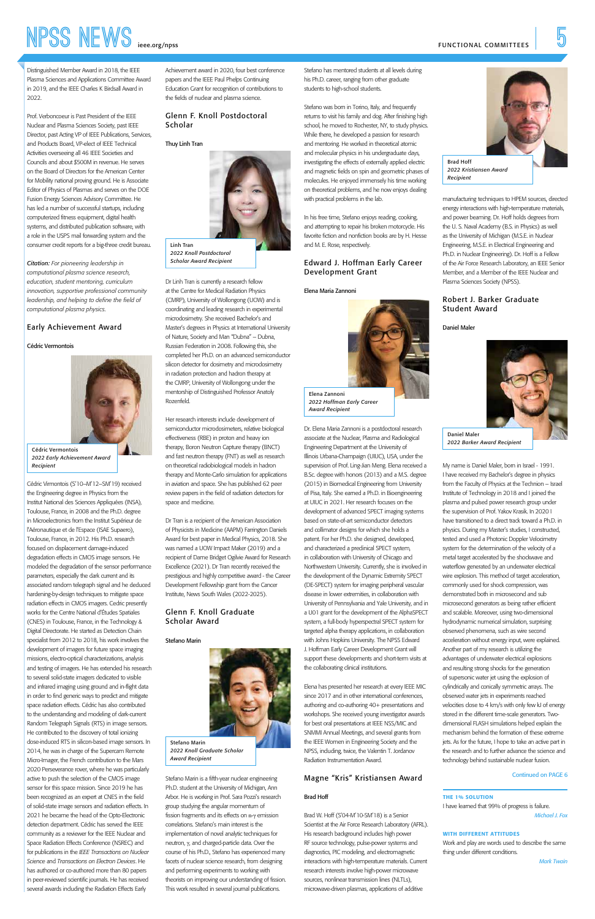Distinguished Member Award in 2018, the IEEE Plasma Sciences and Applications Committee Award in 2019, and the IEEE Charles K Birdsall Award in 2022.

Prof. Verboncoeur is Past President of the IEEE Nuclear and Plasma Sciences Society, past IEEE Director, past Acting VP of IEEE Publications, Services, and Products Board, VP-elect of IEEE Technical Activities overseeing all 46 IEEE Societies and Councils and about $500M in revenue. He serves on the Board of Directors for the American Center for Mobility national proving ground. He is Associate Editor of Physics of Plasmas and serves on the DOE Fusion Energy Sciences Advisory Committee. He has led a number of successful startups, including computerized fitness equipment, digital health systems, and distributed publication software, with a role in the USPS mail forwarding system and the consumer credit reports for a big-three credit bureau.

***Citation:*** *For pioneering leadership in computational plasma science research, education, student mentoring, curriculum innovation, supportive professional community leadership, and helping to define the field of computational plasma physics.*

## Early Achievement Award

**Cédric Vermontois**

Cédric Vermontois
*2022 Early Achievement Award Recipient*

Cédric Virmontois (S'10–M'12–SM'19) received the Engineering degree in Physics from the Institut National des Sciences Appliquées (INSA), Toulouse, France, in 2008 and the Ph.D. degree in Microelectronics from the Institut Supérieur de l'Aéronautique et de l'Espace (ISAE Supaero), Toulouse, France, in 2012. His Ph.D. research focused on displacement damage-induced degradation effects in CMOS image sensors. He modeled the degradation of the sensor performance parameters, especially the dark current and its associated random telegraph signal and he deduced hardening-by-design techniques to mitigate space radiation effects in CMOS imagers. Cédric presently works for the Centre National d'Études Spatiales (CNES) in Toulouse, France, in the Technology & Digital Directorate. He started as Detection Chain specialist from 2012 to 2018, his work involves the development of imagers for future space imaging missions, electro-optical characterizations, analysis and testing of imagers. He has extended his research to several solid-state imagers dedicated to visible and infrared imaging using ground and in-flight data in order to find generic ways to predict and mitigate space radiation effects. Cédric has also contributed to the understanding and modeling of dark-current Random Telegraph Signals (RTS) in image sensors. He contributed to the discovery of total ionizing dose-induced RTS in silicon-based image sensors. In 2014, he was in charge of the Supercam Remote Micro-Imager, the French contribution to the Mars 2020 Perseverance rover, where he was particularly active to push the selection of the CMOS image sensor for this space mission. Since 2019 he has been recognized as an expert at CNES in the field of solid-state image sensors and radiation effects. In 2021 he became the head of the Opto-Electronic detection department. Cédric has served the IEEE community as a reviewer for the IEEE Nuclear and Space Radiation Effects Conference (NSREC) and for publications in the *IEEE Transactions on Nuclear Science* and *Transactions on Electron Devices*. He has authored or co-authored more than 80 papers in peer-reviewed scientific journals. He has received several awards including the Radiation Effects Early Achievement award in 2020, four best conference papers and the IEEE Paul Phelps Continuing Education Grant for recognition of contributions to the fields of nuclear and plasma science.

## Glenn F. Knoll Postdoctoral Scholar

**Thuy Linh Tran**

Linh Tran
*2022 Knoll Postdoctoral Scholar Award Recipient*

Dr Linh Tran is currently a research fellow at the Centre for Medical Radiation Physics (CMRP), University of Wollongong (UOW) and is coordinating and leading research in experimental microdosimetry. She received Bachelor's and Master's degrees in Physics at International University of Nature, Society and Man "Dubna" – Dubna, Russian Federation in 2008. Following this, she completed her Ph.D. on an advanced semiconductor silicon detector for dosimetry and microdosimetry in radiation protection and hadron therapy at the CMRP, University of Wollongong under the mentorship of Distinguished Professor Anatoly Rozenfeld.

Her research interests include development of semiconductor microdosimeters, relative biological effectiveness (RBE) in proton and heavy ion therapy, Boron Neutron Capture therapy (BNCT) and fast neutron therapy (FNT) as well as research on theoretical radiobiological models in hadron therapy and Monte-Carlo simulation for applications in aviation and space. She has published 62 peer review papers in the field of radiation detectors for space and medicine.

Dr Tran is a recipient of the American Association of Physicists in Medicine (AAPM) Farrington Daniels Award for best paper in Medical Physics, 2018. She was named a UOW Impact Maker (2019) and a recipient of Dame Bridget Ogilvie Award for Research Excellence (2021). Dr Tran recently received the prestigious and highly competitive award - the Career Development Fellowship grant from the Cancer Institute, News South Wales (2022-2025).

## Glenn F. Knoll Graduate Scholar Award

**Stefano Marin**

Stefano Marin
*2022 Knoll Graduate Scholar Award Recipient*

Stefano Marin is a fifth-year nuclear engineering Ph.D. student at the University of Michigan, Ann Arbor. He is working in Prof. Sara Pozzi's research group studying the angular momentum of fission fragments and its effects on n-γ emission correlations. Stefano's main interest is the implementation of novel analytic techniques for neutron, γ, and charged-particle data. Over the course of his Ph.D., Stefano has experienced many facets of nuclear science research, from designing and performing experiments to working with theorists on improving our understanding of fission. This work resulted in several journal publications. Stefano has mentored students at all levels during his Ph.D. career, ranging from other graduate students to high-school students.

Stefano was born in Torino, Italy, and frequently returns to visit his family and dog. After finishing high school, he moved to Rochester, NY, to study physics. While there, he developed a passion for research and mentoring. He worked in theoretical atomic and molecular physics in his undergraduate days, investigating the effects of externally applied electric and magnetic fields on spin and geometric phases of molecules. He enjoyed immensely his time working on theoretical problems, and he now enjoys dealing with practical problems in the lab.

In his free time, Stefano enjoys reading, cooking, and attempting to repair his broken motorcycle. His favorite fiction and nonfiction books are by H. Hesse and M. E. Rose, respectively.

## Edward J. Hoffman Early Career Development Grant

**Elena Maria Zannoni**

Elena Zannoni
*2022 Hoffman Early Career Award Recipient*

Dr. Elena Maria Zannoni is a postdoctoral research associate at the Nuclear, Plasma and Radiological Engineering Department at the University of Illinois Urbana-Champaign (UIUC), USA, under the supervision of Prof. Ling-Jian Meng. Elena received a B.Sc. degree with honors (2013) and a M.S. degree (2015) in Biomedical Engineering from University of Pisa, Italy. She earned a Ph.D. in Bioengineering at UIUC in 2021. Her research focuses on the development of advanced SPECT imaging systems based on state-of-art semiconductor detectors and collimator designs for which she holds a patent. For her Ph.D. she designed, developed, and characterized a preclinical SPECT system, in collaboration with University of Chicago and Northwestern University. Currently, she is involved in the development of the Dynamic Extremity SPECT (DE-SPECT) system for imaging peripheral vascular disease in lower extremities, in collaboration with University of Pennsylvania and Yale University, and in a U01 grant for the development of the AlphaSPECT system, a full-body hyperspectral SPECT system for targeted alpha therapy applications, in collaboration with Johns Hopkins University. The NPSS Edward J. Hoffman Early Career Development Grant will support these developments and short-term visits at the collaborating clinical institutions.

Elena has presented her research at every IEEE MIC since 2017 and in other international conferences, authoring and co-authoring 40+ presentations and workshops. She received young investigator awards for best oral presentations at IEEE NSS/MIC and SNMMI Annual Meetings, and several grants from the IEEE Women in Engineering Society and the NPSS, including, twice, the Valentin T. Jordanov Radiation Instrumentation Award.

## Magne "Kris" Kristiansen Award

**Brad Hoff**

Brad Hoff
*2022 Kristiansen Award Recipient*

Brad W. Hoff (S'04-M'10-SM'18) is a Senior Scientist at the Air Force Research Laboratory (AFRL). His research background includes high power RF source technology, pulse-power systems and diagnostics, PIC modeling, and electromagnetic interactions with high-temperature materials. Current research interests involve high-power microwave sources, nonlinear transmission lines (NLTLs), microwave-driven plasmas, applications of additive manufacturing techniques to HPEM sources, directed energy interactions with high-temperature materials, and power beaming. Dr. Hoff holds degrees from the U. S. Naval Academy (B.S. in Physics) as well as the University of Michigan (M.S.E. in Nuclear Engineering, M.S.E. in Electrical Engineering and Ph.D. in Nuclear Engineering). Dr. Hoff is a Fellow of the Air Force Research Laboratory, an IEEE Senior Member, and a Member of the IEEE Nuclear and Plasma Sciences Society (NPSS).

## Robert J. Barker Graduate Student Award

**Daniel Maler**

Daniel Maler
*2022 Barker Award Recipient*

My name is Daniel Maler, born in Israel - 1991. I have received my Bachelor's degree in physics from the Faculty of Physics at the Technion – Israel Institute of Technology in 2018 and I joined the plasma and pulsed power research group under the supervision of Prof. Yakov Krasik. In 2020 I have transitioned to a direct track toward a Ph.D. in physics. During my Master's studies, I constructed, tested and used a Photonic Doppler Velocimetry system for the determination of the velocity of a metal target accelerated by the shockwave and waterflow generated by an underwater electrical wire explosion. This method of target acceleration, commonly used for shock compression, was demonstrated both in microsecond and sub microsecond generators as being rather efficient and scalable. Moreover, using two-dimensional hydrodynamic numerical simulation, surprising observed phenomena, such as wire second acceleration without energy input, were explained. Another part of my research is utilizing the advantages of underwater electrical explosions and resulting strong shocks for the generation of supersonic water jet using the explosion of cylindrically and conically symmetric arrays. The observed water jets in experiments reached velocities close to 4 km/s with only few kJ of energy stored in the different time-scale generators. Two-dimensional FLASH simulations helped explain the mechanism behind the formation of these extreme jets. As for the future, I hope to take an active part in the research and to further advance the science and technology behind sustainable nuclear fusion.

Continued on PAGE 6

**THE 1% SOLUTION**

I have learned that 99% of progress is failure.

*Michael J. Fox*

**WITH DIFFERENT ATTITUDES**

Work and play are words used to describe the same thing under different conditions.

*Mark Twain*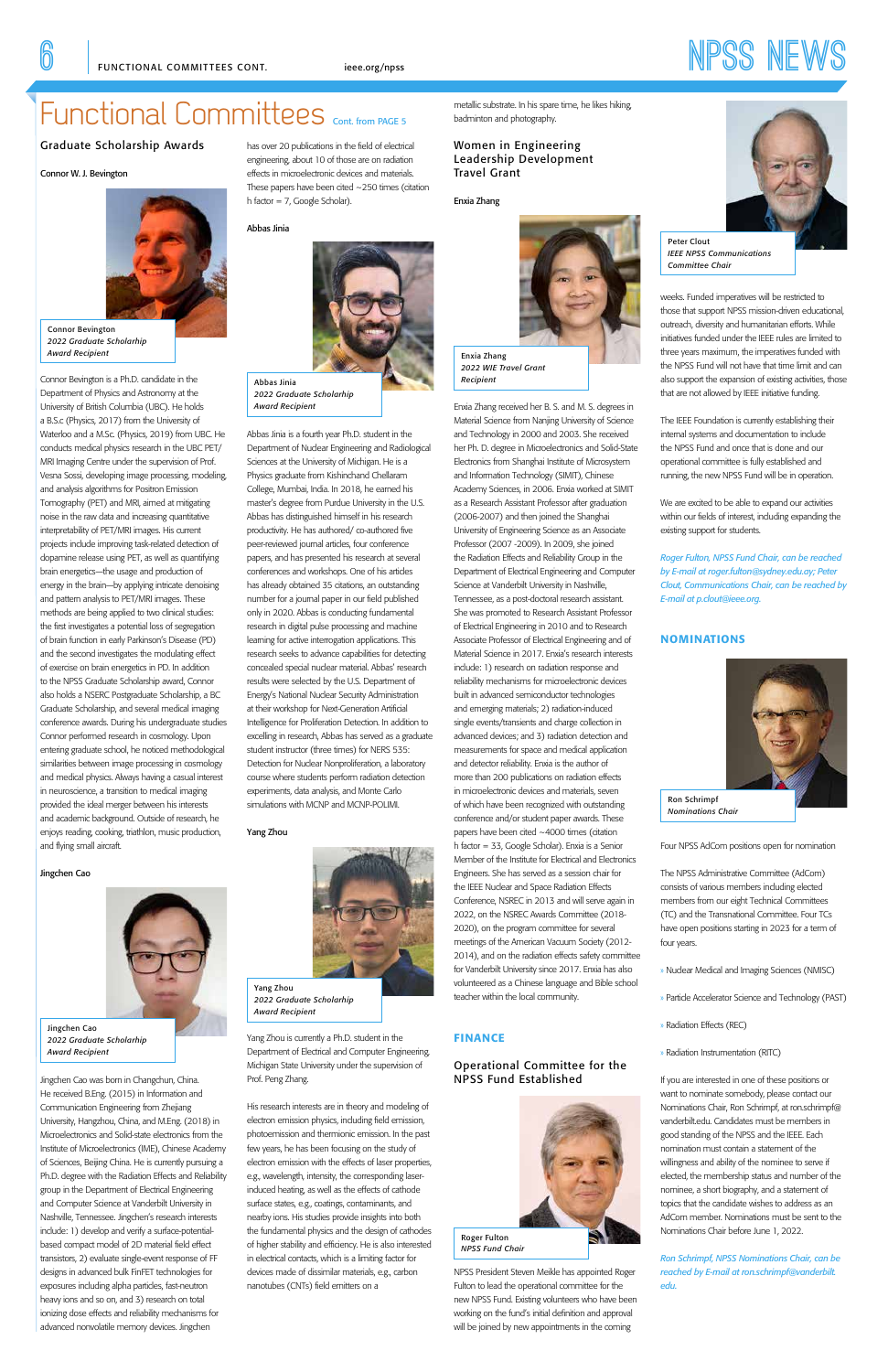# Functional Committees

Cont. from PAGE 5

## Graduate Scholarship Awards

### Connor W. J. Bevington

Connor Bevington
*2022 Graduate Scholarship Award Recipient*

Connor Bevington is a Ph.D. candidate in the Department of Physics and Astronomy at the University of British Columbia (UBC). He holds a B.Sc. (Physics, 2017) from the University of Waterloo and a M.Sc. (Physics, 2019) from UBC. He conducts medical physics research in the UBC PET/MRI Imaging Centre under the supervision of Prof. Vesna Sossi, developing image processing, modeling, and analysis algorithms for Positron Emission Tomography (PET) and MRI, aimed at mitigating noise in the raw data and increasing quantitative interpretability of PET/MRI images. His current projects include improving task-related detection of dopamine release using PET, as well as quantifying brain energetics—the usage and production of energy in the brain—by applying intricate denoising and pattern analysis to PET/MRI images. These methods are being applied to two clinical studies: the first investigates a potential loss of segregation of brain function in early Parkinson's Disease (PD) and the second investigates the modulating effect of exercise on brain energetics in PD. In addition to the NPSS Graduate Scholarship award, Connor also holds a NSERC Postgraduate Scholarship, a BC Graduate Scholarship, and several medical imaging conference awards. During his undergraduate studies Connor performed research in cosmology. Upon entering graduate school, he noticed methodological similarities between image processing in cosmology and medical physics. Always having a casual interest in neuroscience, a transition to medical imaging provided the ideal merger between his interests and academic background. Outside of research, he enjoys reading, cooking, triathlon, music production, and flying small aircraft.

### Jingchen Cao

Jingchen Cao
*2022 Graduate Scholarship Award Recipient*

Jingchen Cao was born in Changchun, China. He received B.Eng. (2015) in Information and Communication Engineering from Zhejiang University, Hangzhou, China, and M.Eng. (2018) in Microelectronics and Solid-state electronics from the Institute of Microelectronics (IME), Chinese Academy of Sciences, Beijing China. He is currently pursuing a Ph.D. degree with the Radiation Effects and Reliability group in the Department of Electrical Engineering and Computer Science at Vanderbilt University in Nashville, Tennessee. Jingchen's research interests include: 1) develop and verify a surface-potential-based compact model of 2D material field effect transistors, 2) evaluate single-event response of FF designs in advanced bulk FinFET technologies for exposures including alpha particles, fast-neutron heavy ions and so on, and 3) research on total ionizing dose effects and reliability mechanisms for advanced nonvolatile memory devices. Jingchen has over 20 publications in the field of electrical engineering, about 10 of those are on radiation effects in microelectronic devices and materials. These papers have been cited ~250 times (citation h factor = 7, Google Scholar).

### Abbas Jinia

Abbas Jinia
*2022 Graduate Scholarship Award Recipient*

Abbas Jinia is a fourth year Ph.D. student in the Department of Nuclear Engineering and Radiological Sciences at the University of Michigan. He is a Physics graduate from Kishinchand Chellaram College, Mumbai, India. In 2018, he earned his master's degree from Purdue University in the U.S. Abbas has distinguished himself in his research productivity. He has authored/ co-authored five peer-reviewed journal articles, four conference papers, and has presented his research at several conferences and workshops. One of his articles has already obtained 35 citations, an outstanding number for a journal paper in our field published only in 2020. Abbas is conducting fundamental research in digital pulse processing and machine learning for active interrogation applications. This research seeks to advance capabilities for detecting concealed special nuclear material. Abbas' research results were selected by the U.S. Department of Energy's National Nuclear Security Administration at their workshop for Next-Generation Artificial Intelligence for Proliferation Detection. In addition to excelling in research, Abbas has served as a graduate student instructor (three times) for NERS 535: Detection for Nuclear Nonproliferation, a laboratory course where students perform radiation detection experiments, data analysis, and Monte Carlo simulations with MCNP and MCNP-POLIMI.

### Yang Zhou

Yang Zhou
*2022 Graduate Scholarship Award Recipient*

Yang Zhou is currently a Ph.D. student in the Department of Electrical and Computer Engineering, Michigan State University under the supervision of Prof. Peng Zhang.

His research interests are in theory and modeling of electron emission physics, including field emission, photoemission and thermionic emission. In the past few years, he has been focusing on the study of electron emission with the effects of laser properties, e.g., wavelength, intensity, the corresponding laser-induced heating, as well as the effects of cathode surface states, e.g., coatings, contaminants, and nearby ions. His studies provide insights into both the fundamental physics and the design of cathodes of higher stability and efficiency. He is also interested in electrical contacts, which is a limiting factor for devices made of dissimilar materials, e.g., carbon nanotubes (CNTs) field emitters on a metallic substrate. In his spare time, he likes hiking, badminton and photography.

## Women in Engineering Leadership Development Travel Grant

### Enxia Zhang

Enxia Zhang
*2022 WIE Travel Grant Recipient*

Enxia Zhang received her B. S. and M. S. degrees in Material Science from Nanjing University of Science and Technology in 2000 and 2003. She received her Ph. D. degree in Microelectronics and Solid-State Electronics from Shanghai Institute of Microsystem and Information Technology (SIMIT), Chinese Academy Sciences, in 2006. Enxia worked at SIMIT as a Research Assistant Professor after graduation (2006-2007) and then joined the Shanghai University of Engineering Science as an Associate Professor (2007 -2009). In 2009, she joined the Radiation Effects and Reliability Group in the Department of Electrical Engineering and Computer Science at Vanderbilt University in Nashville, Tennessee, as a post-doctoral research assistant. She was promoted to Research Assistant Professor of Electrical Engineering in 2010 and to Research Associate Professor of Electrical Engineering and of Material Science in 2017. Enxia's research interests include: 1) research on radiation response and reliability mechanisms for microelectronic devices built in advanced semiconductor technologies and emerging materials; 2) radiation-induced single events/transients and charge collection in advanced devices; and 3) radiation detection and measurements for space and medical application and detector reliability. Enxia is the author of more than 200 publications on radiation effects in microelectronic devices and materials, seven of which have been recognized with outstanding conference and/or student paper awards. These papers have been cited ~4000 times (citation h factor = 33, Google Scholar). Enxia is a Senior Member of the Institute for Electrical and Electronics Engineers. She has served as a session chair for the IEEE Nuclear and Space Radiation Effects Conference, NSREC in 2013 and will serve again in 2022, on the NSREC Awards Committee (2018-2020), on the program committee for several meetings of the American Vacuum Society (2012-2014), and on the radiation effects safety committee for Vanderbilt University since 2017. Enxia has also volunteered as a Chinese language and Bible school teacher within the local community.

## FINANCE

### Operational Committee for the NPSS Fund Established

Roger Fulton
*NPSS Fund Chair*

NPSS President Steven Meikle has appointed Roger Fulton to lead the operational committee for the new NPSS Fund. Existing volunteers who have been working on the fund's initial definition and approval will be joined by new appointments in the coming weeks. Funded imperatives will be restricted to those that support NPSS mission-driven educational, outreach, diversity and humanitarian efforts. While initiatives funded under the IEEE rules are limited to three years maximum, the imperatives funded with the NPSS Fund will not have that time limit and can also support the expansion of existing activities, those that are not allowed by IEEE initiative funding.

Peter Clout
*IEEE NPSS Communications Committee Chair*

The IEEE Foundation is currently establishing their internal systems and documentation to include the NPSS Fund and once that is done and our operational committee is fully established and running, the new NPSS Fund will be in operation.

We are excited to be able to expand our activities within our fields of interest, including expanding the existing support for students.

*Roger Fulton, NPSS Fund Chair, can be reached by E-mail at roger.fulton@sydney.edu.au; Peter Clout, Communications Chair, can be reached by E-mail at p.clout@ieee.org.*

## NOMINATIONS

Ron Schrimpf
*Nominations Chair*

Four NPSS AdCom positions open for nomination

The NPSS Administrative Committee (AdCom) consists of various members including elected members from our eight Technical Committees (TC) and the Transnational Committee. Four TCs have open positions starting in 2023 for a term of four years.

- Nuclear Medical and Imaging Sciences (NMISC)
- Particle Accelerator Science and Technology (PAST)
- Radiation Effects (REC)
- Radiation Instrumentation (RITC)

If you are interested in one of these positions or want to nominate somebody, please contact our Nominations Chair, Ron Schrimpf, at ron.schrimpf@vanderbilt.edu. Candidates must be members in good standing of the NPSS and the IEEE. Each nomination must contain a statement of the willingness and ability of the nominee to serve if elected, the membership status and number of the nominee, a short biography, and a statement of topics that the candidate wishes to address as an AdCom member. Nominations must be sent to the Nominations Chair before June 1, 2022.

*Ron Schrimpf, NPSS Nominations Chair, can be reached by E-mail at ron.schrimpf@vanderbilt.edu.*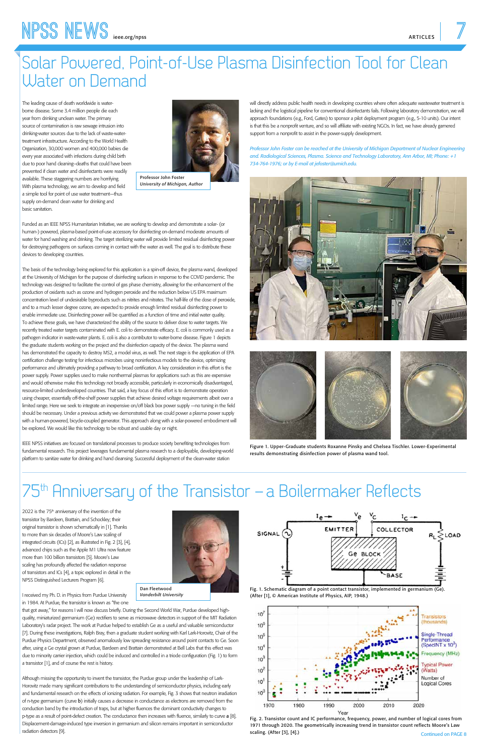# Solar Powered, Point-of-Use Plasma Disinfection Tool for Clean Water on Demand

The leading cause of death worldwide is water-borne disease. Some 3.4 million people die each year from drinking unclean water. The primary source of contamination is raw sewage intrusion into drinking-water sources due to the lack of waste-water-treatment infrastructure. According to the World Health Organization, 30,000 women and 400,000 babies die every year associated with infections during child birth due to poor hand cleaning–deaths that could have been prevented if clean water and disinfectants were readily available. These staggering numbers are horrifying. With plasma technology, we aim to develop and field a simple tool for point of use water treatment—thus supply on-demand clean water for drinking and basic sanitation.

Professor John Foster
*University of Michigan, Author*

Funded as an IEEE NPSS Humanitarian Initiative, we are working to develop and demonstrate a solar- (or human-) powered, plasma-based point-of-use accessory for disinfecting on-demand moderate amounts of water for hand washing and drinking. The target sterilizing water will provide limited residual disinfecting power for destroying pathogens on surfaces coming in contact with the water as well. The goal is to distribute these devices to developing countries.

The basis of the technology being explored for this application is a spin-off device, the plasma wand, developed at the University of Michigan for the purpose of disinfecting surfaces in response to the COVID pandemic. The technology was designed to facilitate the control of gas phase chemistry, allowing for the enhancement of the production of oxidants such as ozone and hydrogen peroxide and the reduction below US EPA maximum concentration level of undesirable byproducts such as nitrites and nitrates. The half-life of the dose of peroxide, and to a much lesser degree ozone, are expected to provide enough limited residual disinfecting power to enable immediate use. Disinfecting power will be quantified as a function of time and initial water quality. To achieve these goals, we have characterized the ability of the source to deliver dose to water targets. We recently treated water targets contaminated with E. coli to demonstrate efficacy. E. coli is commonly used as a pathogen indicator in waste-water plants. E. coli is also a contributor to water-borne disease. Figure 1 depicts the graduate students working on the project and the disinfection capacity of the device. The plasma wand has demonstrated the capacity to destroy MS2, a model virus, as well. The next stage is the application of EPA certification challenge testing for infectious microbes using noninfectious models to the device, optimizing performance and ultimately providing a pathway to broad certification. A key consideration in this effort is the power supply. Power supplies used to make nonthermal plasmas for applications such as this are expensive and would otherwise make this technology not broadly accessible, particularly in economically disadvantaged, resource-limited underdeveloped countries. That said, a key focus of this effort is to demonstrate operation using cheaper, essentially off-the-shelf power supplies that achieve desired voltage requirements albeit over a limited range. Here we seek to integrate an inexpensive on/off black box power supply —no tuning in the field should be necessary. Under a previous activity we demonstrated that we could power a plasma power supply with a human-powered, bicycle-coupled generator. This approach along with a solar-powered embodiment will be explored. We would like this technology to be robust and usable day or night.

IEEE NPSS initiatives are focused on translational processes to produce society benefiting technologies from fundamental research. This project leverages fundamental plasma research to a deployable, developing-world platform to sanitize water for drinking and hand cleansing. Successful deployment of the clean-water station will directly address public health needs in developing countries where often adequate wastewater treatment is lacking and the logistical pipeline for conventional disinfectants fails. Following laboratory demonstration, we will approach foundations (e.g., Ford, Gates) to sponsor a pilot deployment program (e.g., 5-10 units). Our intent is that this be a nonprofit venture, and so will affiliate with existing NGOs. In fact, we have already garnered support from a nonprofit to assist in the power-supply development.

*Professor John Foster can be reached at the University of Michigan Department of Nuclear Engineering and. Radiological Sciences, Plasma. Science and Technology Laboratory, Ann Arbor, MI; Phone: +1 734-764-1976; or by E-mail at jefoster@umich.edu.*

Figure 1. Upper-Graduate students Roxanne Pinsky and Chelsea Tischler. Lower-Experimental results demonstrating disinfection power of plasma wand tool.

# 75th Anniversary of the Transistor – a Boilermaker Reflects

2022 is the 75th anniversary of the invention of the transistor by Bardeen, Brattain, and Schockley; their original transistor is shown schematically in [1]. Thanks to more than six decades of Moore's Law scaling of integrated circuits (ICs) [2], as illustrated in Fig. 2 [3], [4], advanced chips such as the Apple M1 Ultra now feature more than 100 billion transistors [5]. Moore's Law scaling has profoundly affected the radiation response of transistors and ICs [4], a topic explored in detail in the NPSS Distinguished Lecturers Program [6].

Dan Fleetwood
*Vanderbilt University*

I received my Ph. D. in Physics from Purdue University in 1984. At Purdue, the transistor is known as "the one that got away," for reasons I will now discuss briefly. During the Second World War, Purdue developed high-quality, miniaturized germanium (Ge) rectifiers to serve as microwave detectors in support of the MIT Radiation Laboratory's radar project. The work at Purdue helped to establish Ge as a useful and valuable semiconductor [7]. During these investigations, Ralph Bray, then a graduate student working with Karl Lark-Horovitz, Chair of the Purdue Physics Department, observed anomalously low spreading resistance around point contacts to Ge. Soon after, using a Ge crystal grown at Purdue, Bardeen and Brattain demonstrated at Bell Labs that this effect was due to minority carrier injection, which could be induced and controlled in a triode configuration (Fig. 1) to form a transistor [1], and of course the rest is history.

Although missing the opportunity to invent the transistor, the Purdue group under the leadership of Lark-Horovitz made many significant contributions to the understanding of semiconductor physics, including early and fundamental research on the effects of ionizing radiation. For example, Fig. 3 shows that neutron irradiation of n-type germanium (curve **b**) initially causes a decrease in conductance as electrons are removed from the conduction band by the introduction of traps, but at higher fluences the dominant conductivity changes to p-type as a result of point-defect creation. The conductance then increases with fluence, similarly to curve **a** [8]. Displacement-damage-induced type inversion in germanium and silicon remains important in semiconductor radiation detectors [9].

Fig. 1. Schematic diagram of a point contact transistor, implemented in germanium (Ge). (After [1], © American Institute of Physics, AIP, 1948.)

Fig. 2. Transistor count and IC performance, frequency, power, and number of logical cores from 1971 through 2020. The geometrically increasing trend in transistor count reflects Moore's Law scaling. (After [3], [4].)

Continued on PAGE 8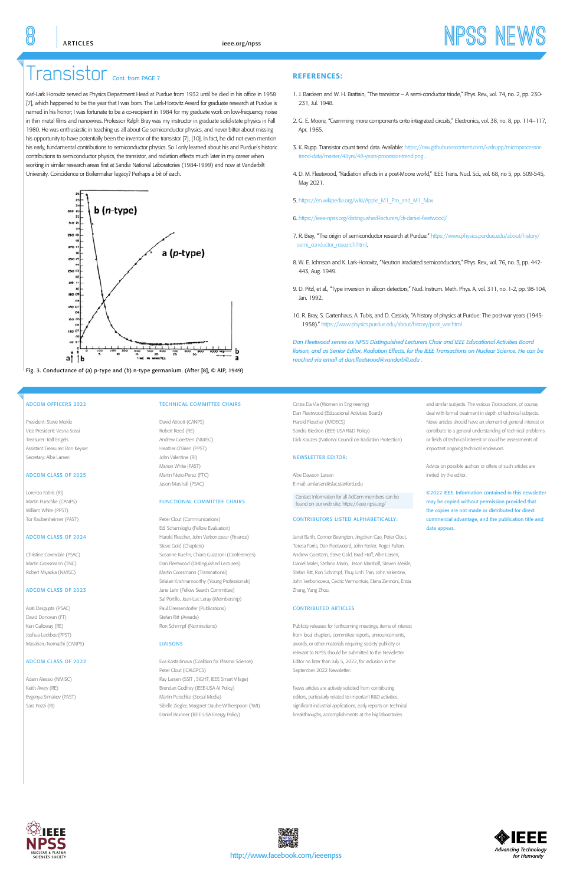# Transistor Cont. from PAGE 7

Karl-Lark Horovitz served as Physics Department Head at Purdue from 1932 until he died in his office in 1958 [7], which happened to be the year that I was born. The Lark-Horovitz Award for graduate research at Purdue is named in his honor; I was fortunate to be a co-recipient in 1984 for my graduate work on low-frequency noise in thin metal films and nanowires. Professor Ralph Bray was my instructor in graduate solid-state physics in Fall 1980. He was enthusiastic in teaching us all about Ge semiconductor physics, and never bitter about missing his opportunity to have potentially been the inventor of the transistor [7], [10]. In fact, he did not even mention his early, fundamental contributions to semiconductor physics. So I only learned about his and Purdue's historic contributions to semiconductor physics, the transistor, and radiation effects much later in my career when working in similar research areas first at Sandia National Laboratories (1984-1999) and now at Vanderbilt University. Coincidence or Boilermaker legacy? Perhaps a bit of each.

b (n-type)

a (p-type)

TIME IN MINUTES

Fig. 3. Conductance of (a) p-type and (b) n-type germanium. (After [8], © AIP, 1949)

## REFERENCES:

1. J. Bardeen and W. H. Brattain, "The transistor – A semi-conductor triode," Phys. Rev., vol. 74, no. 2, pp. 230-231, Jul. 1948.
2. G. E. Moore, "Cramming more components onto integrated circuits," Electronics, vol. 38, no. 8, pp. 114–117, Apr. 1965.
3. K. Rupp. Transistor count trend data. Available: https://raw.githubusercontent.com/karlrupp/microprocessor-trend-data/master/48yrs/48-years-processor-trend.png .
4. D. M. Fleetwood, "Radiation effects in a post-Moore world," IEEE Trans. Nucl. Sci., vol. 68, no 5, pp. 509-545, May 2021.
5. https://en.wikipedia.org/wiki/Apple_M1_Pro_and_M1_Max
6. https://ieee-npss.org/distinguished-lecturers/dr-daniel-fleetwood/
7. R. Bray, "The origin of semiconductor research at Purdue." https://www.physics.purdue.edu/about/history/semi_conductor_research.html.
8. W. E. Johnson and K. Lark-Horovitz, "Neutron irradiated semiconductors," Phys. Rev., vol. 76, no. 3, pp. 442-443, Aug. 1949.
9. D. Pitzl, et al., "Type inversion in silicon detectors," Nucl. Instrum. Meth. Phys. A, vol. 311, no. 1-2, pp. 98-104, Jan. 1992.
10. R. Bray, S. Gartenhaus, A. Tubis, and D. Cassidy, "A history of physics at Purdue: The post-war years (1945-1958)." https://www.physics.purdue.edu/about/history/post_war.html

*Dan Fleetwood serves as NPSS Distinguished Lecturers Chair and IEEE Educational Activities Board liaison, and as Senior Editor, Radiation Effects, for the IEEE Transactions on Nuclear Science. He can be reached via email at dan.fleetwood@vanderbilt.edu .*

### ADCOM OFFICERS 2022

President: Steve Meikle
Vice President: Vesna Sossi
Treasurer: Ralf Engels
Assistant Treasurer: Ron Keyser
Secretary: Albe Larsen

### ADCOM CLASS OF 2025

Lorenzo Fabris (RI)
Martin Purschke (CANPS)
William White (PPST)
Tor Raubenheimer (PAST)

### ADCOM CLASS OF 2024

Christine Coverdale (PSAC)
Martin Grossmann (TNC)
Robert Miyaoka (NMISC)

### ADCOM CLASS OF 2023

Arati Dasgupta (PSAC)
David Donovan (FT)
Ken Galloway (RE)
Joshua Leckbee(PPST)
Masaharu Nomachi (CANPS)

### ADCOM CLASS OF 2022

Adam Alessio (NMISC)
Keith Avery (RE)
Evgenya Simakov (PAST)
Sara Pozzi (RI)

### TECHNICAL COMMITTEE CHAIRS

David Abbott (CANPS)
Robert Reed (RE)
Andrew Goertzen (NMISC)
Heather O'Brien (PPST)
John Valentine (RI)
Marion White (PAST)
Martin Nieto-Perez (FTC)
Jason Marshall (PSAC)

### FUNCTIONAL COMMITTEE CHAIRS

Peter Clout (Communications)
Edl Schamiloglu (Fellow Evaluation)
Harold Flescher, John Verboncoeur (Finance)
Steve Gold (Chapters)
Susanne Kuehn, Chiara Guazzoni (Conferences)
Dan Fleetwood (Distinguished Lecturers)
Martin Grossmann (Transnational)
Srilalan Krishnamoorthy (Young Professionals)
Jane Lehr (Fellow Search Committee)
Sal Portillo, Jean-Luc Leray (Membership)
Paul Dressendorfer (Publications)
Stefan Ritt (Awards)
Ron Schrimpf (Nominations)

### LIAISONS

Eva Kostadinova (Coalition for Plasma Science)
Peter Clout (ICALEPCS)
Ray Larsen (SSIT , SIGHT, IEEE Smart Village)
Brendan Godfrey (IEEE-USA AI Policy)
Martin Purschke (Social Media)
Sibelle Ziegler, Margaret Daube-Witherspoon (TMI)
Daniel Brunner (IEEE USA Energy Policy)
Cinzia Da Via (Women in Engineering)
Dan Fleetwood (Educational Activities Board)
Harold Flescher (RADECS)
Sandra Biedron (IEEE-USA R&D Policy)
Dick Kouzes (National Council on Radiation Protection)

### NEWSLETTER EDITOR:

Albe Dawson Larsen
E-mail: amlarsen@slac.stanford.edu

Contact information for all AdCom members can be found on our web site: https://ieee-npss.org/

### CONTRIBUTORS LISTED ALPHABETICALLY:

Janet Barth, Connor Bevington, Jingchen Cao, Peter Clout, Teresa Farris, Dan Fleetwood, John Foster, Roger Fulton, Andrew Goertzen, Steve Gold, Brad Hoff, Albe Larsen, Daniel Maier, Stefano Marin, Jason Marshall, Steven Meikle, Stefan Ritt, Ron Schrimpf, Thuy Linh Tran, John Valentine, John Verboncoeur, Cedric Vermontois, Elena Zennoni, Erxia Zhang, Yang Zhou,

### CONTRIBUTED ARTICLES

Publicity releases for forthcoming meetings, items of interest from local chapters, committee reports, announcements, awards, or other materials requiring society publicity or relevant to NPSS should be submitted to the Newsletter Editor no later than July 5, 2022, for inclusion in the September 2022 Newsletter.

News articles are actively solicited from contributing editors, particularly related to important R&D activities, significant industrial applications, early reports on technical breakthroughs, accomplishments at the big laboratories and similar subjects. The various *Transactions*, of course, deal with formal treatment in depth of technical subjects. News articles should have an element of general interest or contribute to a general understanding of technical problems or fields of technical interest or could be assessments of important ongoing technical endeavors.

Advice on possible authors or offers of such articles are invited by the editor.

©2022 IEEE. Information contained in this newsletter may be copied without permission provided that the copies are not made or distributed for direct commercial advantage, and the publication title and date appear.

http://www.facebook.com/ieeenpss